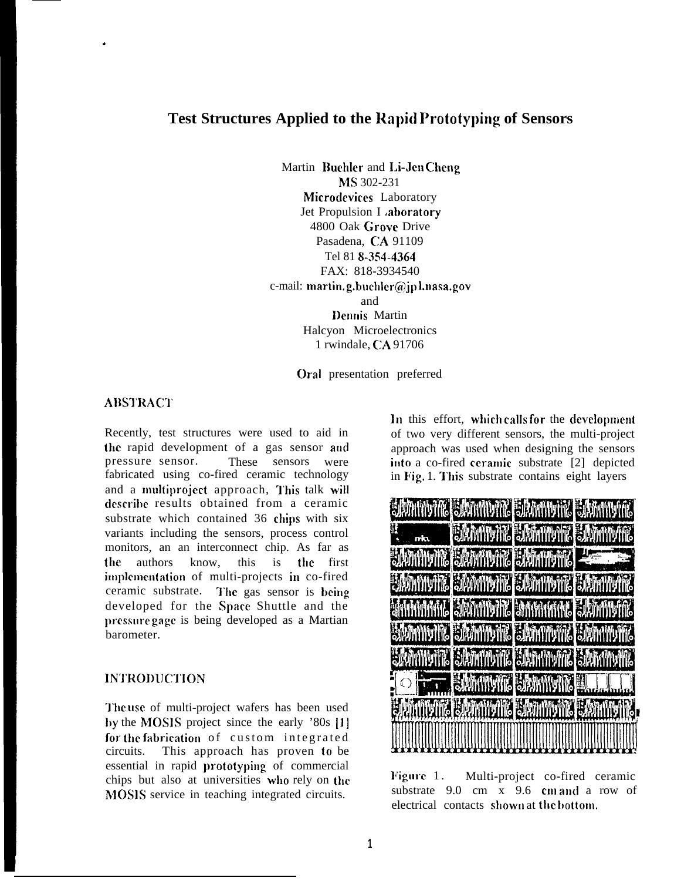# Test Structures Applied to the Rapid Prototyping of Sensors

Martin Buchler and Li-Jen Cheng
MS 302-231
Microdevices Laboratory
Jet Propulsion Laboratory
4800 Oak Grove Drive
Pasadena, CA 91109
Tel 818-354-4364
FAX: 818-3934540
c-mail: martin.g.buehler@jpl.nasa.gov
and
Dennis Martin
Halcyon Microelectronics
Irwindale, CA 91706

Oral presentation preferred

## ABSTRACT

Recently, test structures were used to aid in the rapid development of a gas sensor and pressure sensor. These sensors were fabricated using co-fired ceramic technology and a multiproject approach, This talk will describe results obtained from a ceramic substrate which contained 36 chips with six variants including the sensors, process control monitors, an an interconnect chip. As far as the authors know, this is the first implementation of multi-projects in co-fired ceramic substrate. The gas sensor is being developed for the Space Shuttle and the pressure gage is being developed as a Martian barometer.

## INTRODUCTION

The use of multi-project wafers has been used by the MOSIS project since the early '80s [1] for the fabrication of custom integrated circuits. This approach has proven to be essential in rapid prototyping of commercial chips but also at universities who rely on the MOSIS service in teaching integrated circuits.

In this effort, which calls for the development of two very different sensors, the multi-project approach was used when designing the sensors into a co-fired ceramic substrate [2] depicted in Fig. 1. This substrate contains eight layers

Figure 1. Multi-project co-fired ceramic substrate 9.0 cm x 9.6 cm and a row of electrical contacts shown at the bottom.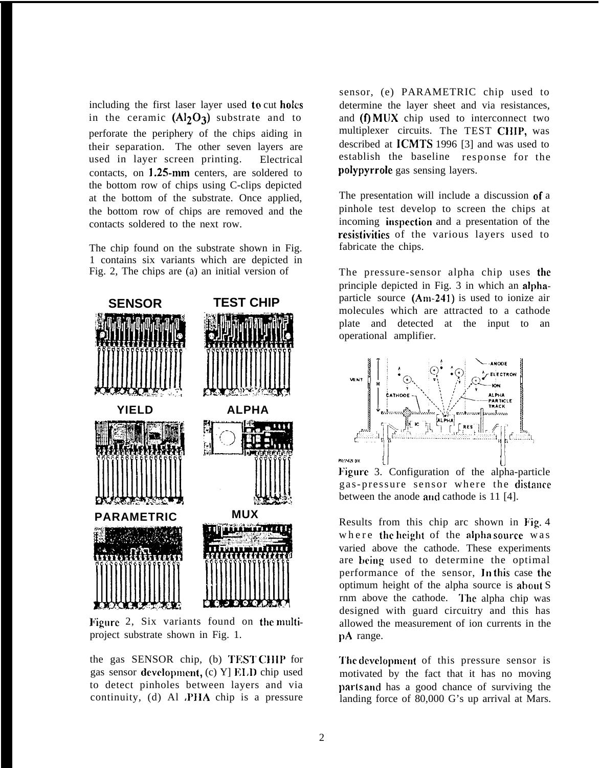including the first laser layer used to cut holes in the ceramic ($Al_2O_3$) substrate and to perforate the periphery of the chips aiding in their separation. The other seven layers are used in layer screen printing. Electrical contacts, on 1.25-mm centers, are soldered to the bottom row of chips using C-clips depicted at the bottom of the substrate. Once applied, the bottom row of chips are removed and the contacts soldered to the next row.

The chip found on the substrate shown in Fig. 1 contains six variants which are depicted in Fig. 2, The chips are (a) an initial version of

Figure 2, Six variants found on the multi-project substrate shown in Fig. 1.

the gas SENSOR chip, (b) TEST CHIP for gas sensor development, (c) YIELD chip used to detect pinholes between layers and via continuity, (d) ALPHA chip is a pressure sensor, (e) PARAMETRIC chip used to determine the layer sheet and via resistances, and (f) MUX chip used to interconnect two multiplexer circuits. The TEST CHIP, was described at ICMTS 1996 [3] and was used to establish the baseline response for the polypyrrole gas sensing layers.

The presentation will include a discussion of a pinhole test develop to screen the chips at incoming inspection and a presentation of the resistivities of the various layers used to fabricate the chips.

The pressure-sensor alpha chip uses the principle depicted in Fig. 3 in which an alpha-particle source (Am-241) is used to ionize air molecules which are attracted to a cathode plate and detected at the input to an operational amplifier.

Figure 3. Configuration of the alpha-particle gas-pressure sensor where the distance between the anode and cathode is 11 [4].

Results from this chip arc shown in Fig. 4 where the height of the alpha source was varied above the cathode. These experiments are being used to determine the optimal performance of the sensor, In this case the optimum height of the alpha source is about S rnm above the cathode. The alpha chip was designed with guard circuitry and this has allowed the measurement of ion currents in the pA range.

The development of this pressure sensor is motivated by the fact that it has no moving parts and has a good chance of surviving the landing force of 80,000 G's up arrival at Mars.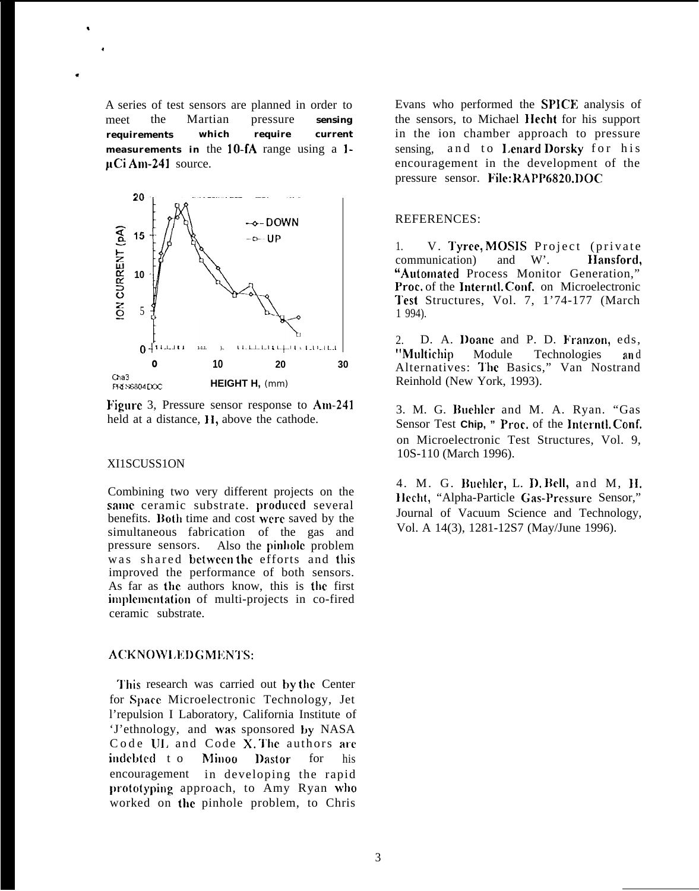A series of test sensors are planned in order to meet the Martian pressure sensing requirements which require current measurements in the 10-fA range using a 1-μCi Am-241 source.

20
15
10
5
0
ION CURRENT (pA)
DOWN
UP
0
10
20
30
HEIGHT H, (mm)
Cha3
PRES6804.DOC

Figure 3, Pressure sensor response to Am-241 held at a distance, H, above the cathode.

## DISCUSSION

Combining two very different projects on the same ceramic substrate produced several benefits. Both time and cost were saved by the simultaneous fabrication of the gas and pressure sensors. Also the pinhole problem was shared between the efforts and this improved the performance of both sensors. As far as the authors know, this is the first implementation of multi-projects in co-fired ceramic substrate.

## ACKNOWLEDGMENTS:

This research was carried out by the Center for Space Microelectronic Technology, Jet Propulsion Laboratory, California Institute of Technology, and was sponsored by NASA Code UL and Code X. The authors are indebted to Minoo Dastor for his encouragement in developing the rapid prototyping approach, to Amy Ryan who worked on the pinhole problem, to Chris Evans who performed the SPICE analysis of the sensors, to Michael Hecht for his support in the ion chamber approach to pressure sensing, and to Lenard Dorsky for his encouragement in the development of the pressure sensor. File:RAPP6820.DOC

## REFERENCES:

1. V. Tyree, MOSIS Project (private communication) and W. Hansford, "Automated Process Monitor Generation," Proc. of the Interntl. Conf. on Microelectronic Test Structures, Vol. 7, 174-177 (March 1994).

2. D. A. Doane and P. D. Franzon, eds, "Multichip Module Technologies and Alternatives: The Basics," Van Nostrand Reinhold (New York, 1993).

3. M. G. Buehler and M. A. Ryan. "Gas Sensor Test Chip," Proc. of the Interntl. Conf. on Microelectronic Test Structures, Vol. 9, 105-110 (March 1996).

4. M. G. Buehler, L. D. Bell, and M. H. Hecht, "Alpha-Particle Gas-Pressure Sensor," Journal of Vacuum Science and Technology, Vol. A 14(3), 1281-1287 (May/June 1996).